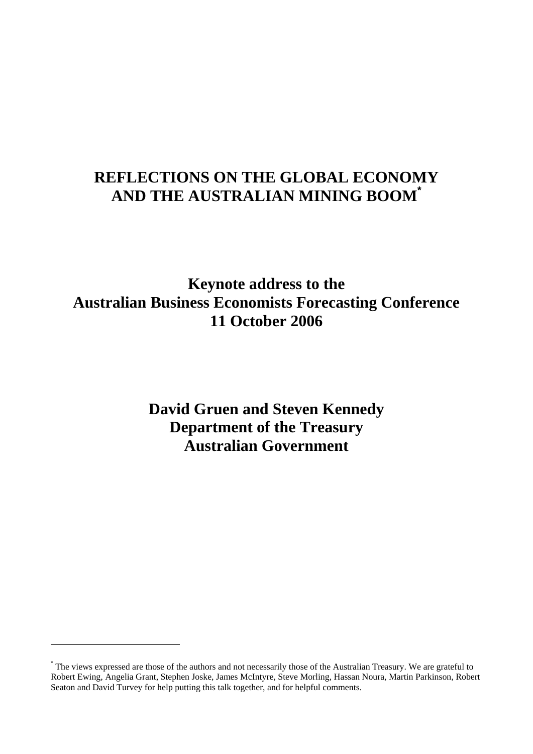# REFLECTIONS ON THE GLOBAL ECONOMY AND THE AUSTRALIAN MINING BOOM[*]

## Keynote address to the Australian Business Economists Forecasting Conference 11 October 2006

## David Gruen and Steven Kennedy Department of the Treasury Australian Government

---

[*] The views expressed are those of the authors and not necessarily those of the Australian Treasury. We are grateful to Robert Ewing, Angelia Grant, Stephen Joske, James McIntyre, Steve Morling, Hassan Noura, Martin Parkinson, Robert Seaton and David Turvey for help putting this talk together, and for helpful comments.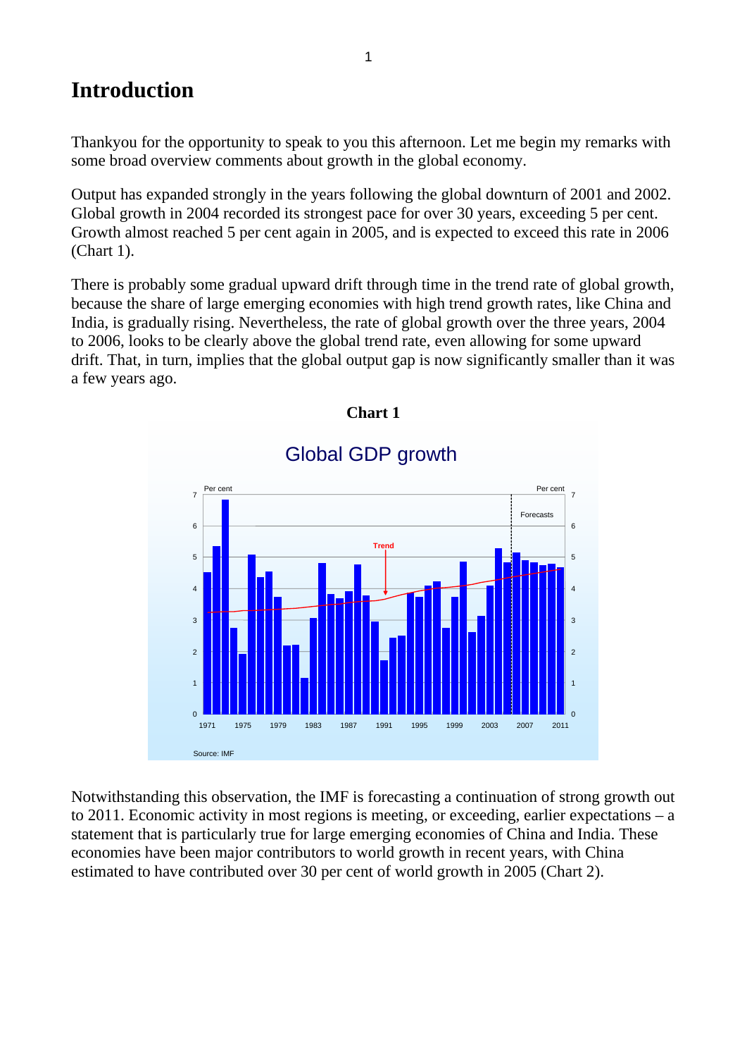# Introduction

Thankyou for the opportunity to speak to you this afternoon. Let me begin my remarks with some broad overview comments about growth in the global economy.

Output has expanded strongly in the years following the global downturn of 2001 and 2002. Global growth in 2004 recorded its strongest pace for over 30 years, exceeding 5 per cent. Growth almost reached 5 per cent again in 2005, and is expected to exceed this rate in 2006 (Chart 1).

There is probably some gradual upward drift through time in the trend rate of global growth, because the share of large emerging economies with high trend growth rates, like China and India, is gradually rising. Nevertheless, the rate of global growth over the three years, 2004 to 2006, looks to be clearly above the global trend rate, even allowing for some upward drift. That, in turn, implies that the global output gap is now significantly smaller than it was a few years ago.

**Chart 1**

Global GDP growth

Source: IMF

Notwithstanding this observation, the IMF is forecasting a continuation of strong growth out to 2011. Economic activity in most regions is meeting, or exceeding, earlier expectations – a statement that is particularly true for large emerging economies of China and India. These economies have been major contributors to world growth in recent years, with China estimated to have contributed over 30 per cent of world growth in 2005 (Chart 2).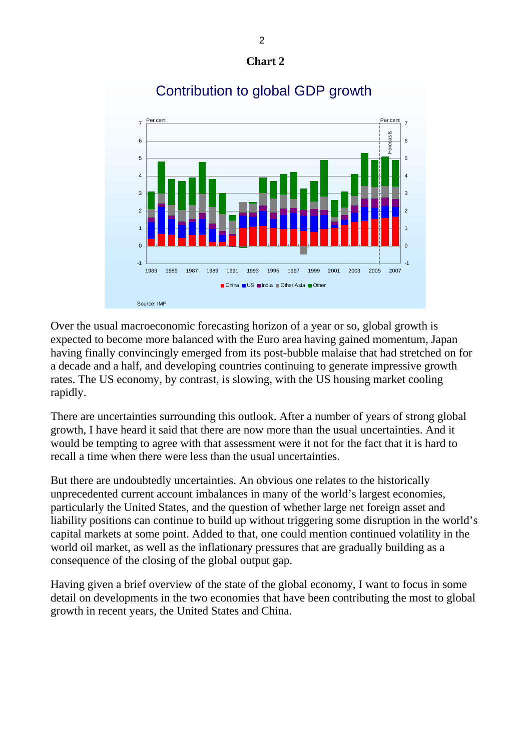**Chart 2**

Contribution to global GDP growth

Source: IMF

Over the usual macroeconomic forecasting horizon of a year or so, global growth is expected to become more balanced with the Euro area having gained momentum, Japan having finally convincingly emerged from its post-bubble malaise that had stretched on for a decade and a half, and developing countries continuing to generate impressive growth rates. The US economy, by contrast, is slowing, with the US housing market cooling rapidly.

There are uncertainties surrounding this outlook. After a number of years of strong global growth, I have heard it said that there are now more than the usual uncertainties. And it would be tempting to agree with that assessment were it not for the fact that it is hard to recall a time when there were less than the usual uncertainties.

But there are undoubtedly uncertainties. An obvious one relates to the historically unprecedented current account imbalances in many of the world's largest economies, particularly the United States, and the question of whether large net foreign asset and liability positions can continue to build up without triggering some disruption in the world's capital markets at some point. Added to that, one could mention continued volatility in the world oil market, as well as the inflationary pressures that are gradually building as a consequence of the closing of the global output gap.

Having given a brief overview of the state of the global economy, I want to focus in some detail on developments in the two economies that have been contributing the most to global growth in recent years, the United States and China.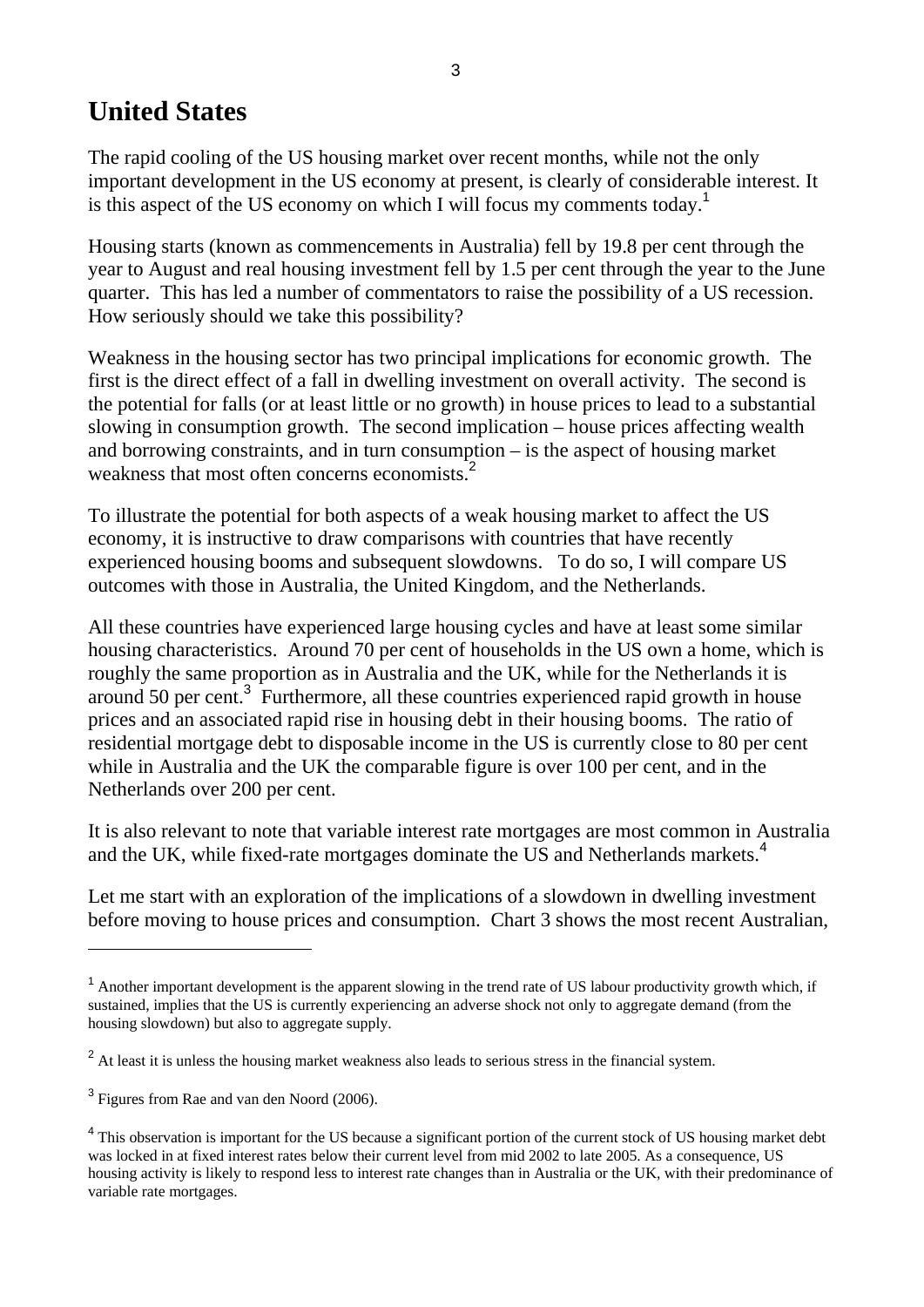## United States

The rapid cooling of the US housing market over recent months, while not the only important development in the US economy at present, is clearly of considerable interest. It is this aspect of the US economy on which I will focus my comments today.[1]

Housing starts (known as commencements in Australia) fell by 19.8 per cent through the year to August and real housing investment fell by 1.5 per cent through the year to the June quarter. This has led a number of commentators to raise the possibility of a US recession. How seriously should we take this possibility?

Weakness in the housing sector has two principal implications for economic growth. The first is the direct effect of a fall in dwelling investment on overall activity. The second is the potential for falls (or at least little or no growth) in house prices to lead to a substantial slowing in consumption growth. The second implication – house prices affecting wealth and borrowing constraints, and in turn consumption – is the aspect of housing market weakness that most often concerns economists.[2]

To illustrate the potential for both aspects of a weak housing market to affect the US economy, it is instructive to draw comparisons with countries that have recently experienced housing booms and subsequent slowdowns. To do so, I will compare US outcomes with those in Australia, the United Kingdom, and the Netherlands.

All these countries have experienced large housing cycles and have at least some similar housing characteristics. Around 70 per cent of households in the US own a home, which is roughly the same proportion as in Australia and the UK, while for the Netherlands it is around 50 per cent.[3] Furthermore, all these countries experienced rapid growth in house prices and an associated rapid rise in housing debt in their housing booms. The ratio of residential mortgage debt to disposable income in the US is currently close to 80 per cent while in Australia and the UK the comparable figure is over 100 per cent, and in the Netherlands over 200 per cent.

It is also relevant to note that variable interest rate mortgages are most common in Australia and the UK, while fixed-rate mortgages dominate the US and Netherlands markets.[4]

Let me start with an exploration of the implications of a slowdown in dwelling investment before moving to house prices and consumption. Chart 3 shows the most recent Australian,

---

[1] Another important development is the apparent slowing in the trend rate of US labour productivity growth which, if sustained, implies that the US is currently experiencing an adverse shock not only to aggregate demand (from the housing slowdown) but also to aggregate supply.

[2] At least it is unless the housing market weakness also leads to serious stress in the financial system.

[3] Figures from Rae and van den Noord (2006).

[4] This observation is important for the US because a significant portion of the current stock of US housing market debt was locked in at fixed interest rates below their current level from mid 2002 to late 2005. As a consequence, US housing activity is likely to respond less to interest rate changes than in Australia or the UK, with their predominance of variable rate mortgages.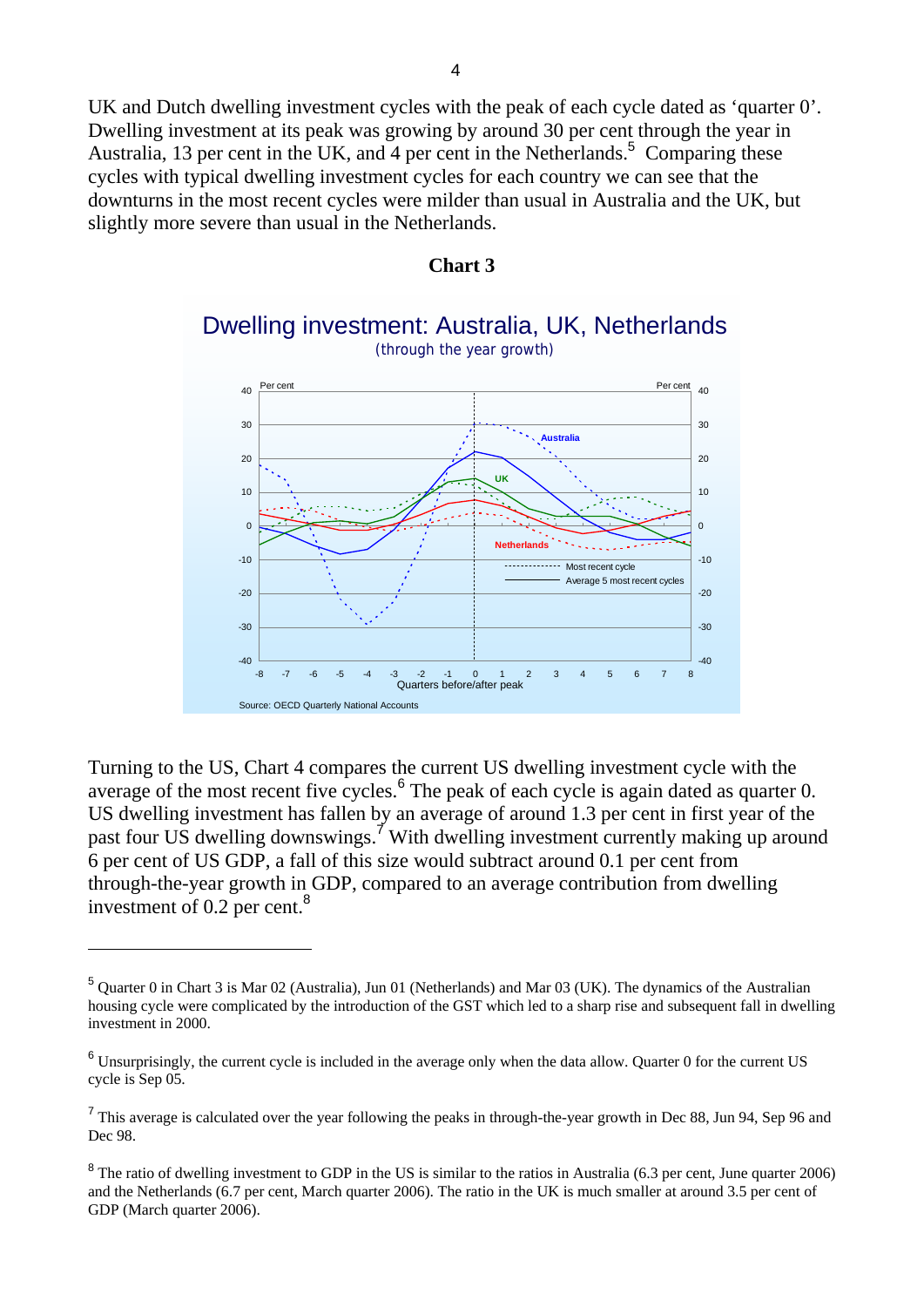UK and Dutch dwelling investment cycles with the peak of each cycle dated as 'quarter 0'. Dwelling investment at its peak was growing by around 30 per cent through the year in Australia, 13 per cent in the UK, and 4 per cent in the Netherlands.[5] Comparing these cycles with typical dwelling investment cycles for each country we can see that the downturns in the most recent cycles were milder than usual in Australia and the UK, but slightly more severe than usual in the Netherlands.

**Chart 3**

Dwelling investment: Australia, UK, Netherlands (through the year growth)

Source: OECD Quarterly National Accounts

Turning to the US, Chart 4 compares the current US dwelling investment cycle with the average of the most recent five cycles.[6] The peak of each cycle is again dated as quarter 0. US dwelling investment has fallen by an average of around 1.3 per cent in first year of the past four US dwelling downswings.[7] With dwelling investment currently making up around 6 per cent of US GDP, a fall of this size would subtract around 0.1 per cent from through-the-year growth in GDP, compared to an average contribution from dwelling investment of 0.2 per cent.[8]

---

[5] Quarter 0 in Chart 3 is Mar 02 (Australia), Jun 01 (Netherlands) and Mar 03 (UK). The dynamics of the Australian housing cycle were complicated by the introduction of the GST which led to a sharp rise and subsequent fall in dwelling investment in 2000.

[6] Unsurprisingly, the current cycle is included in the average only when the data allow. Quarter 0 for the current US cycle is Sep 05.

[7] This average is calculated over the year following the peaks in through-the-year growth in Dec 88, Jun 94, Sep 96 and Dec 98.

[8] The ratio of dwelling investment to GDP in the US is similar to the ratios in Australia (6.3 per cent, June quarter 2006) and the Netherlands (6.7 per cent, March quarter 2006). The ratio in the UK is much smaller at around 3.5 per cent of GDP (March quarter 2006).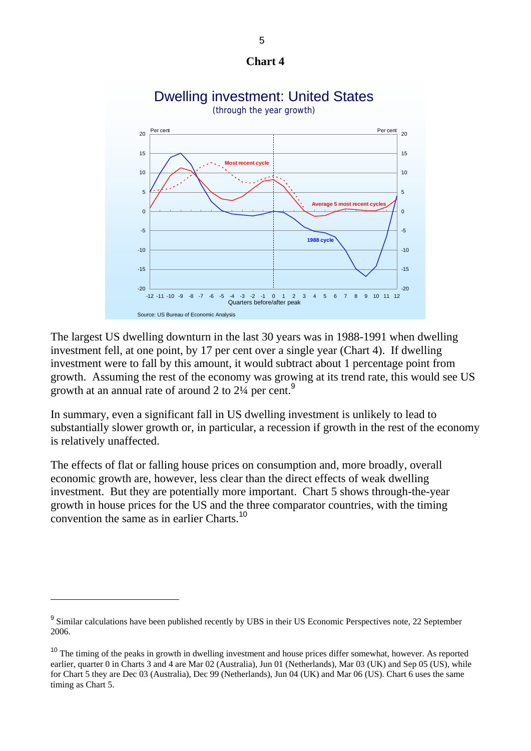**Chart 4**

Dwelling investment: United States

(through the year growth)

Source: US Bureau of Economic Analysis

The largest US dwelling downturn in the last 30 years was in 1988-1991 when dwelling investment fell, at one point, by 17 per cent over a single year (Chart 4). If dwelling investment were to fall by this amount, it would subtract about 1 percentage point from growth. Assuming the rest of the economy was growing at its trend rate, this would see US growth at an annual rate of around 2 to 2¼ per cent.[9]

In summary, even a significant fall in US dwelling investment is unlikely to lead to substantially slower growth or, in particular, a recession if growth in the rest of the economy is relatively unaffected.

The effects of flat or falling house prices on consumption and, more broadly, overall economic growth are, however, less clear than the direct effects of weak dwelling investment. But they are potentially more important. Chart 5 shows through-the-year growth in house prices for the US and the three comparator countries, with the timing convention the same as in earlier Charts.[10]

---

[9] Similar calculations have been published recently by UBS in their US Economic Perspectives note, 22 September 2006.

[10] The timing of the peaks in growth in dwelling investment and house prices differ somewhat, however. As reported earlier, quarter 0 in Charts 3 and 4 are Mar 02 (Australia), Jun 01 (Netherlands), Mar 03 (UK) and Sep 05 (US), while for Chart 5 they are Dec 03 (Australia), Dec 99 (Netherlands), Jun 04 (UK) and Mar 06 (US). Chart 6 uses the same timing as Chart 5.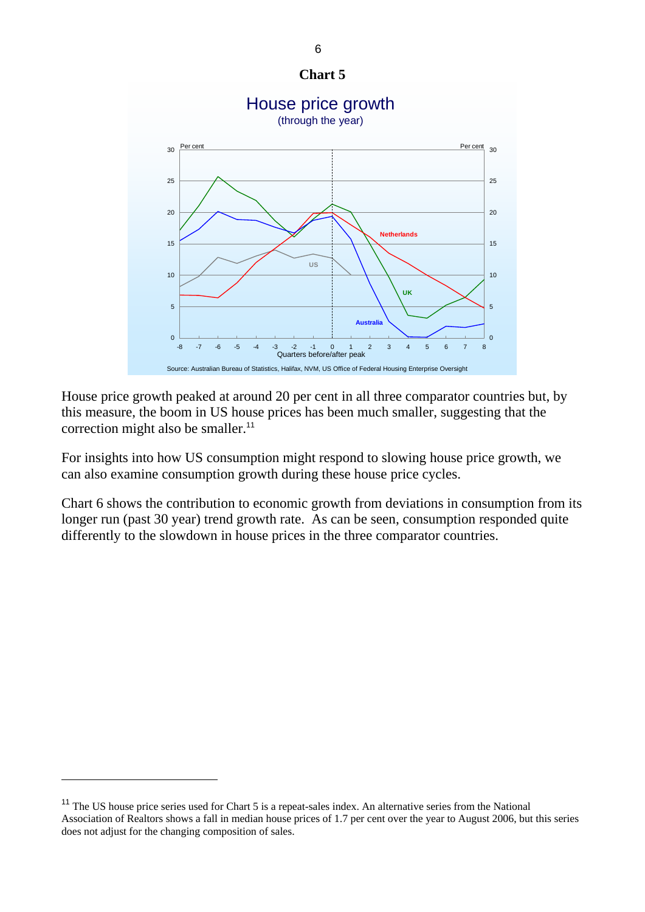**Chart 5**

House price growth (through the year)

Source: Australian Bureau of Statistics, Halifax, NVM, US Office of Federal Housing Enterprise Oversight

House price growth peaked at around 20 per cent in all three comparator countries but, by this measure, the boom in US house prices has been much smaller, suggesting that the correction might also be smaller.[11]

For insights into how US consumption might respond to slowing house price growth, we can also examine consumption growth during these house price cycles.

Chart 6 shows the contribution to economic growth from deviations in consumption from its longer run (past 30 year) trend growth rate. As can be seen, consumption responded quite differently to the slowdown in house prices in the three comparator countries.

---

[11] The US house price series used for Chart 5 is a repeat-sales index. An alternative series from the National Association of Realtors shows a fall in median house prices of 1.7 per cent over the year to August 2006, but this series does not adjust for the changing composition of sales.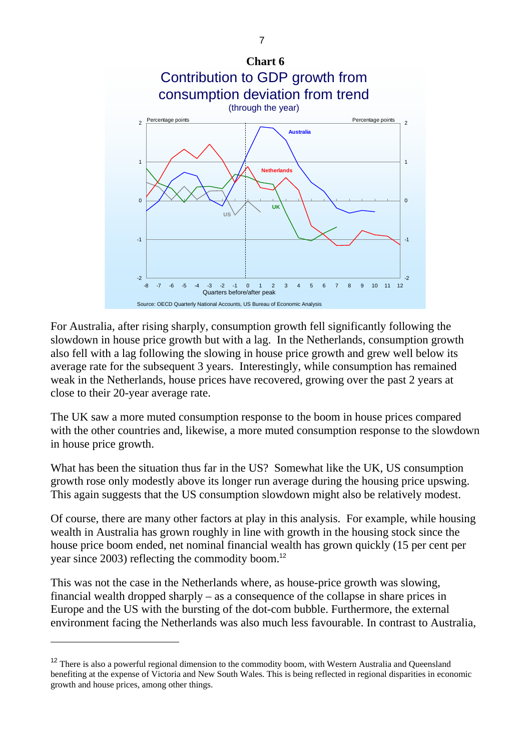**Chart 6**

Contribution to GDP growth from consumption deviation from trend

(through the year)

Source: OECD Quarterly National Accounts, US Bureau of Economic Analysis

For Australia, after rising sharply, consumption growth fell significantly following the slowdown in house price growth but with a lag. In the Netherlands, consumption growth also fell with a lag following the slowing in house price growth and grew well below its average rate for the subsequent 3 years. Interestingly, while consumption has remained weak in the Netherlands, house prices have recovered, growing over the past 2 years at close to their 20-year average rate.

The UK saw a more muted consumption response to the boom in house prices compared with the other countries and, likewise, a more muted consumption response to the slowdown in house price growth.

What has been the situation thus far in the US? Somewhat like the UK, US consumption growth rose only modestly above its longer run average during the housing price upswing. This again suggests that the US consumption slowdown might also be relatively modest.

Of course, there are many other factors at play in this analysis. For example, while housing wealth in Australia has grown roughly in line with growth in the housing stock since the house price boom ended, net nominal financial wealth has grown quickly (15 per cent per year since 2003) reflecting the commodity boom.[12]

This was not the case in the Netherlands where, as house-price growth was slowing, financial wealth dropped sharply – as a consequence of the collapse in share prices in Europe and the US with the bursting of the dot-com bubble. Furthermore, the external environment facing the Netherlands was also much less favourable. In contrast to Australia,

---

[12] There is also a powerful regional dimension to the commodity boom, with Western Australia and Queensland benefiting at the expense of Victoria and New South Wales. This is being reflected in regional disparities in economic growth and house prices, among other things.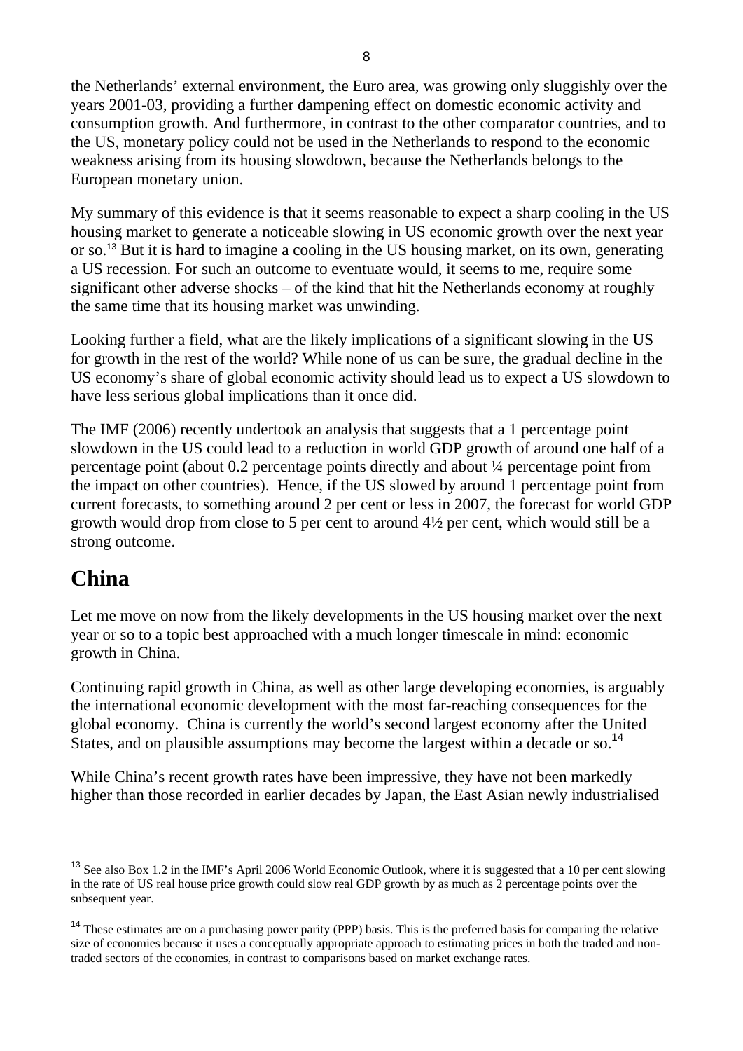the Netherlands' external environment, the Euro area, was growing only sluggishly over the years 2001-03, providing a further dampening effect on domestic economic activity and consumption growth. And furthermore, in contrast to the other comparator countries, and to the US, monetary policy could not be used in the Netherlands to respond to the economic weakness arising from its housing slowdown, because the Netherlands belongs to the European monetary union.

My summary of this evidence is that it seems reasonable to expect a sharp cooling in the US housing market to generate a noticeable slowing in US economic growth over the next year or so.[13] But it is hard to imagine a cooling in the US housing market, on its own, generating a US recession. For such an outcome to eventuate would, it seems to me, require some significant other adverse shocks – of the kind that hit the Netherlands economy at roughly the same time that its housing market was unwinding.

Looking further a field, what are the likely implications of a significant slowing in the US for growth in the rest of the world? While none of us can be sure, the gradual decline in the US economy's share of global economic activity should lead us to expect a US slowdown to have less serious global implications than it once did.

The IMF (2006) recently undertook an analysis that suggests that a 1 percentage point slowdown in the US could lead to a reduction in world GDP growth of around one half of a percentage point (about 0.2 percentage points directly and about ¼ percentage point from the impact on other countries). Hence, if the US slowed by around 1 percentage point from current forecasts, to something around 2 per cent or less in 2007, the forecast for world GDP growth would drop from close to 5 per cent to around 4½ per cent, which would still be a strong outcome.

# China

Let me move on now from the likely developments in the US housing market over the next year or so to a topic best approached with a much longer timescale in mind: economic growth in China.

Continuing rapid growth in China, as well as other large developing economies, is arguably the international economic development with the most far-reaching consequences for the global economy. China is currently the world's second largest economy after the United States, and on plausible assumptions may become the largest within a decade or so.[14]

While China's recent growth rates have been impressive, they have not been markedly higher than those recorded in earlier decades by Japan, the East Asian newly industrialised

---

[13] See also Box 1.2 in the IMF's April 2006 World Economic Outlook, where it is suggested that a 10 per cent slowing in the rate of US real house price growth could slow real GDP growth by as much as 2 percentage points over the subsequent year.

[14] These estimates are on a purchasing power parity (PPP) basis. This is the preferred basis for comparing the relative size of economies because it uses a conceptually appropriate approach to estimating prices in both the traded and non-traded sectors of the economies, in contrast to comparisons based on market exchange rates.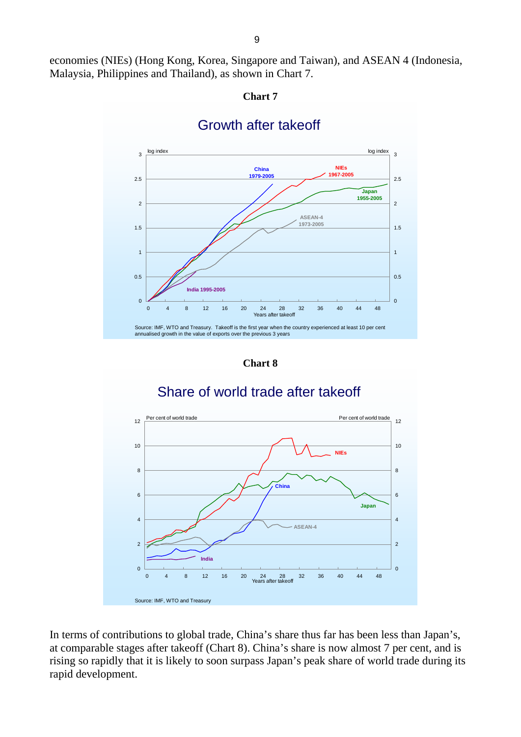economies (NIEs) (Hong Kong, Korea, Singapore and Taiwan), and ASEAN 4 (Indonesia, Malaysia, Philippines and Thailand), as shown in Chart 7.

**Chart 7**

Growth after takeoff

Source: IMF, WTO and Treasury. Takeoff is the first year when the country experienced at least 10 per cent annualised growth in the value of exports over the previous 3 years

**Chart 8**

Share of world trade after takeoff

Source: IMF, WTO and Treasury

In terms of contributions to global trade, China's share thus far has been less than Japan's, at comparable stages after takeoff (Chart 8). China's share is now almost 7 per cent, and is rising so rapidly that it is likely to soon surpass Japan's peak share of world trade during its rapid development.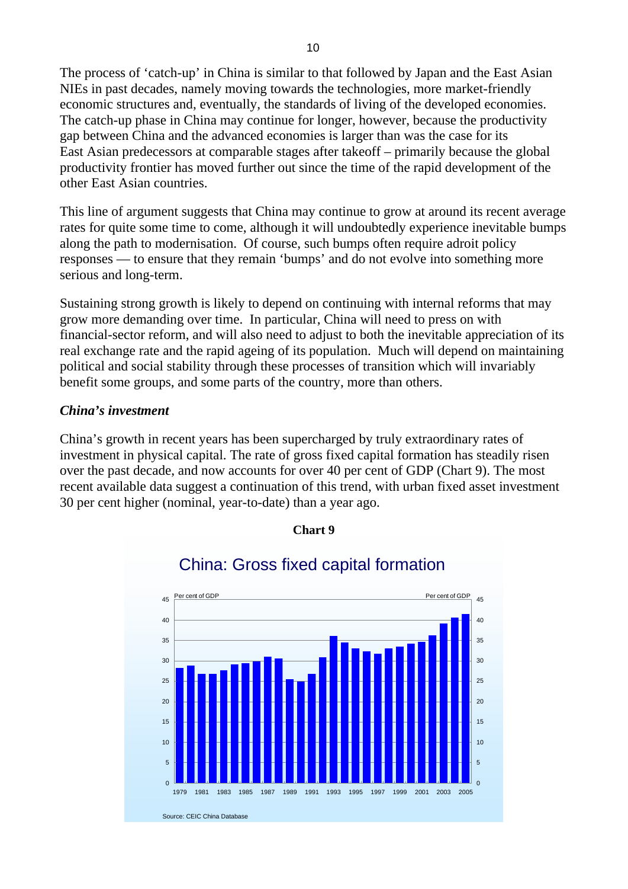The process of 'catch-up' in China is similar to that followed by Japan and the East Asian NIEs in past decades, namely moving towards the technologies, more market-friendly economic structures and, eventually, the standards of living of the developed economies. The catch-up phase in China may continue for longer, however, because the productivity gap between China and the advanced economies is larger than was the case for its East Asian predecessors at comparable stages after takeoff – primarily because the global productivity frontier has moved further out since the time of the rapid development of the other East Asian countries.

This line of argument suggests that China may continue to grow at around its recent average rates for quite some time to come, although it will undoubtedly experience inevitable bumps along the path to modernisation. Of course, such bumps often require adroit policy responses — to ensure that they remain 'bumps' and do not evolve into something more serious and long-term.

Sustaining strong growth is likely to depend on continuing with internal reforms that may grow more demanding over time. In particular, China will need to press on with financial-sector reform, and will also need to adjust to both the inevitable appreciation of its real exchange rate and the rapid ageing of its population. Much will depend on maintaining political and social stability through these processes of transition which will invariably benefit some groups, and some parts of the country, more than others.

### *China's investment*

China's growth in recent years has been supercharged by truly extraordinary rates of investment in physical capital. The rate of gross fixed capital formation has steadily risen over the past decade, and now accounts for over 40 per cent of GDP (Chart 9). The most recent available data suggest a continuation of this trend, with urban fixed asset investment 30 per cent higher (nominal, year-to-date) than a year ago.

**Chart 9**

China: Gross fixed capital formation

Source: CEIC China Database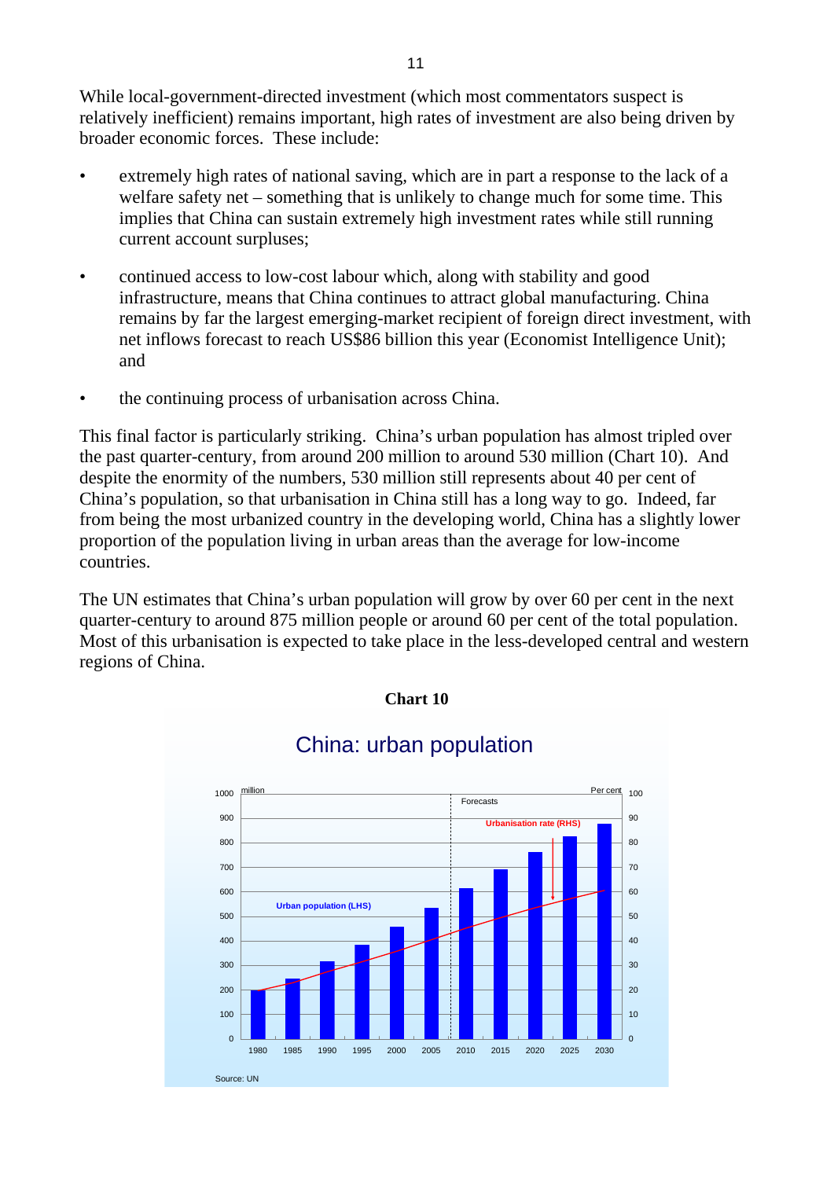While local-government-directed investment (which most commentators suspect is relatively inefficient) remains important, high rates of investment are also being driven by broader economic forces. These include:

- extremely high rates of national saving, which are in part a response to the lack of a welfare safety net – something that is unlikely to change much for some time. This implies that China can sustain extremely high investment rates while still running current account surpluses;

- continued access to low-cost labour which, along with stability and good infrastructure, means that China continues to attract global manufacturing. China remains by far the largest emerging-market recipient of foreign direct investment, with net inflows forecast to reach US$86 billion this year (Economist Intelligence Unit); and

- the continuing process of urbanisation across China.

This final factor is particularly striking. China's urban population has almost tripled over the past quarter-century, from around 200 million to around 530 million (Chart 10). And despite the enormity of the numbers, 530 million still represents about 40 per cent of China's population, so that urbanisation in China still has a long way to go. Indeed, far from being the most urbanized country in the developing world, China has a slightly lower proportion of the population living in urban areas than the average for low-income countries.

The UN estimates that China's urban population will grow by over 60 per cent in the next quarter-century to around 875 million people or around 60 per cent of the total population. Most of this urbanisation is expected to take place in the less-developed central and western regions of China.

**Chart 10**

China: urban population

Source: UN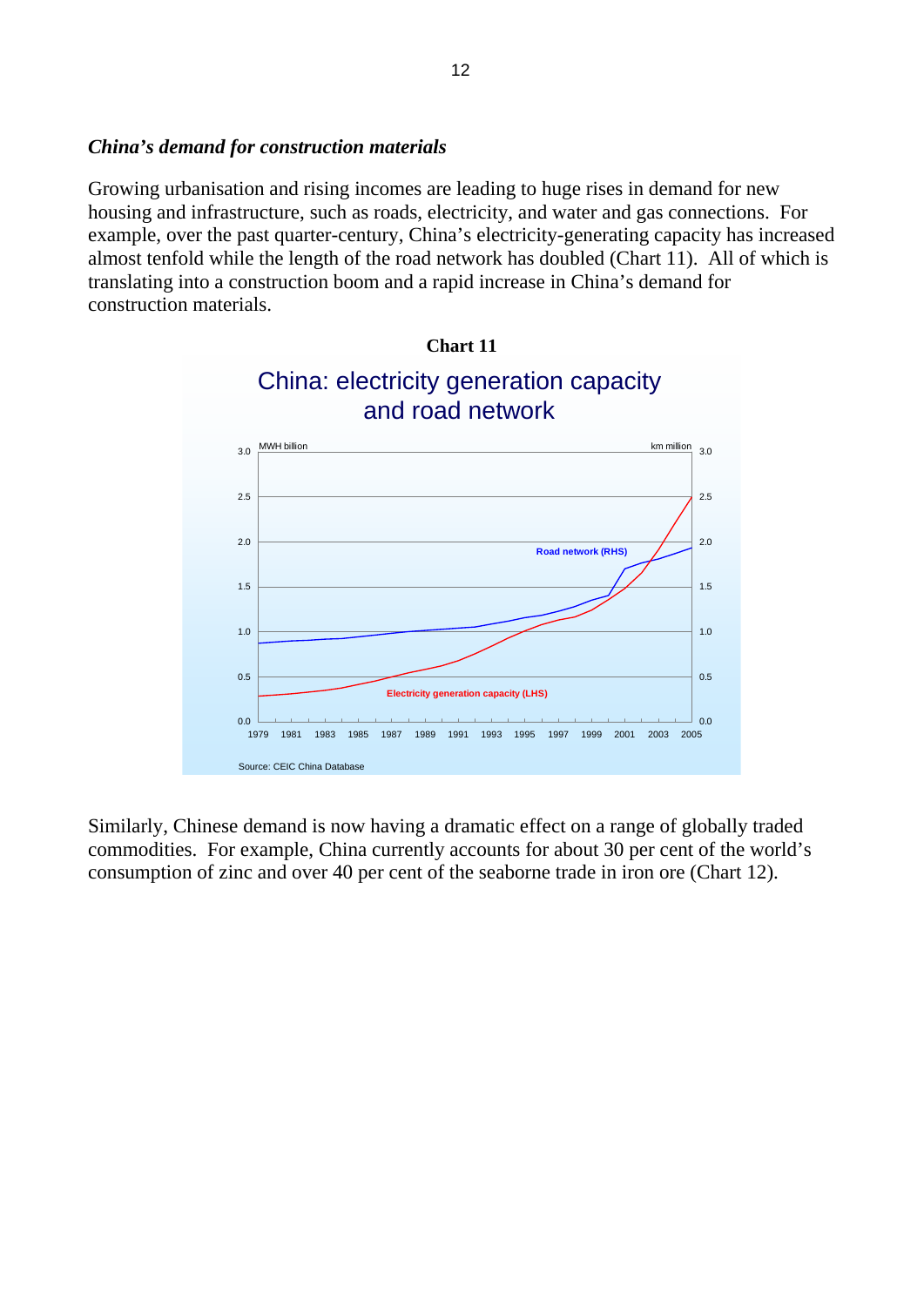### *China's demand for construction materials*

Growing urbanisation and rising incomes are leading to huge rises in demand for new housing and infrastructure, such as roads, electricity, and water and gas connections. For example, over the past quarter-century, China's electricity-generating capacity has increased almost tenfold while the length of the road network has doubled (Chart 11). All of which is translating into a construction boom and a rapid increase in China's demand for construction materials.

**Chart 11**

China: electricity generation capacity and road network

Source: CEIC China Database

Similarly, Chinese demand is now having a dramatic effect on a range of globally traded commodities. For example, China currently accounts for about 30 per cent of the world's consumption of zinc and over 40 per cent of the seaborne trade in iron ore (Chart 12).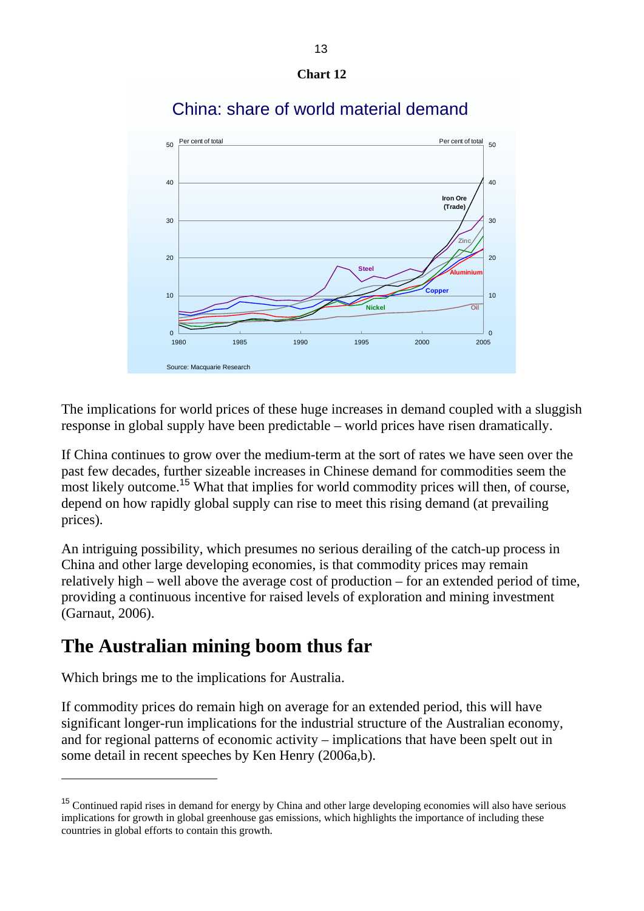**Chart 12**

The implications for world prices of these huge increases in demand coupled with a sluggish response in global supply have been predictable – world prices have risen dramatically.

If China continues to grow over the medium-term at the sort of rates we have seen over the past few decades, further sizeable increases in Chinese demand for commodities seem the most likely outcome.[15] What that implies for world commodity prices will then, of course, depend on how rapidly global supply can rise to meet this rising demand (at prevailing prices).

An intriguing possibility, which presumes no serious derailing of the catch-up process in China and other large developing economies, is that commodity prices may remain relatively high – well above the average cost of production – for an extended period of time, providing a continuous incentive for raised levels of exploration and mining investment (Garnaut, 2006).

## The Australian mining boom thus far

Which brings me to the implications for Australia.

If commodity prices do remain high on average for an extended period, this will have significant longer-run implications for the industrial structure of the Australian economy, and for regional patterns of economic activity – implications that have been spelt out in some detail in recent speeches by Ken Henry (2006a,b).

---

[15] Continued rapid rises in demand for energy by China and other large developing economies will also have serious implications for growth in global greenhouse gas emissions, which highlights the importance of including these countries in global efforts to contain this growth.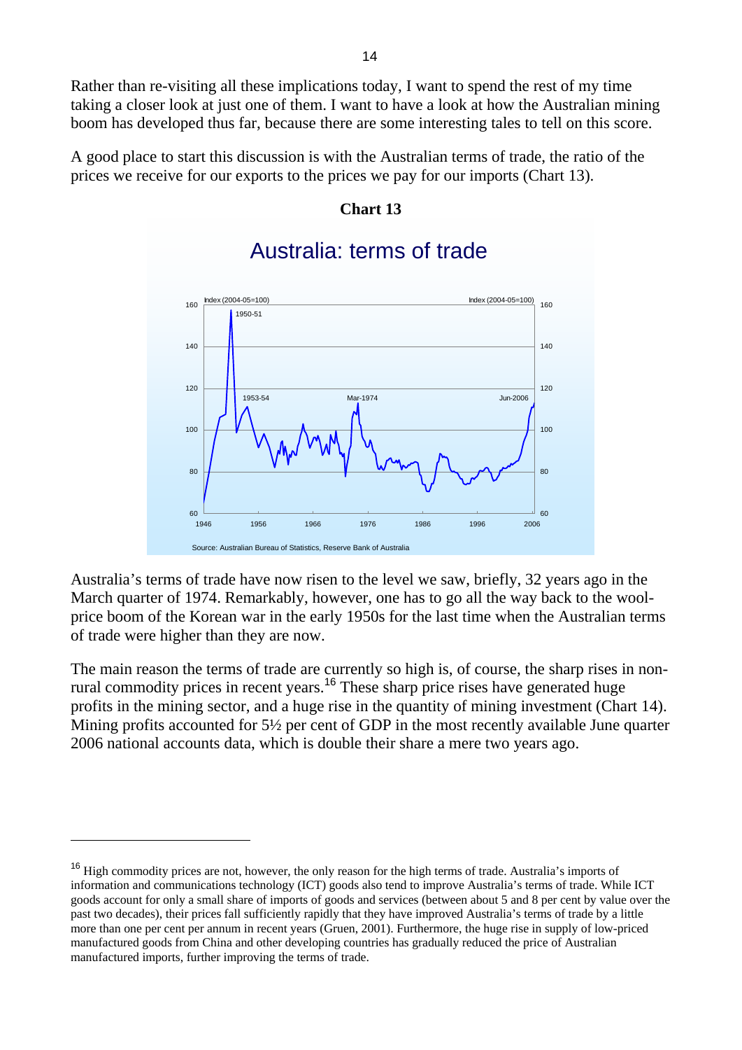Rather than re-visiting all these implications today, I want to spend the rest of my time taking a closer look at just one of them. I want to have a look at how the Australian mining boom has developed thus far, because there are some interesting tales to tell on this score.

A good place to start this discussion is with the Australian terms of trade, the ratio of the prices we receive for our exports to the prices we pay for our imports (Chart 13).

**Chart 13**

Australia: terms of trade

Source: Australian Bureau of Statistics, Reserve Bank of Australia

Australia's terms of trade have now risen to the level we saw, briefly, 32 years ago in the March quarter of 1974. Remarkably, however, one has to go all the way back to the wool-price boom of the Korean war in the early 1950s for the last time when the Australian terms of trade were higher than they are now.

The main reason the terms of trade are currently so high is, of course, the sharp rises in non-rural commodity prices in recent years.[16] These sharp price rises have generated huge profits in the mining sector, and a huge rise in the quantity of mining investment (Chart 14). Mining profits accounted for 5½ per cent of GDP in the most recently available June quarter 2006 national accounts data, which is double their share a mere two years ago.

---

[16] High commodity prices are not, however, the only reason for the high terms of trade. Australia's imports of information and communications technology (ICT) goods also tend to improve Australia's terms of trade. While ICT goods account for only a small share of imports of goods and services (between about 5 and 8 per cent by value over the past two decades), their prices fall sufficiently rapidly that they have improved Australia's terms of trade by a little more than one per cent per annum in recent years (Gruen, 2001). Furthermore, the huge rise in supply of low-priced manufactured goods from China and other developing countries has gradually reduced the price of Australian manufactured imports, further improving the terms of trade.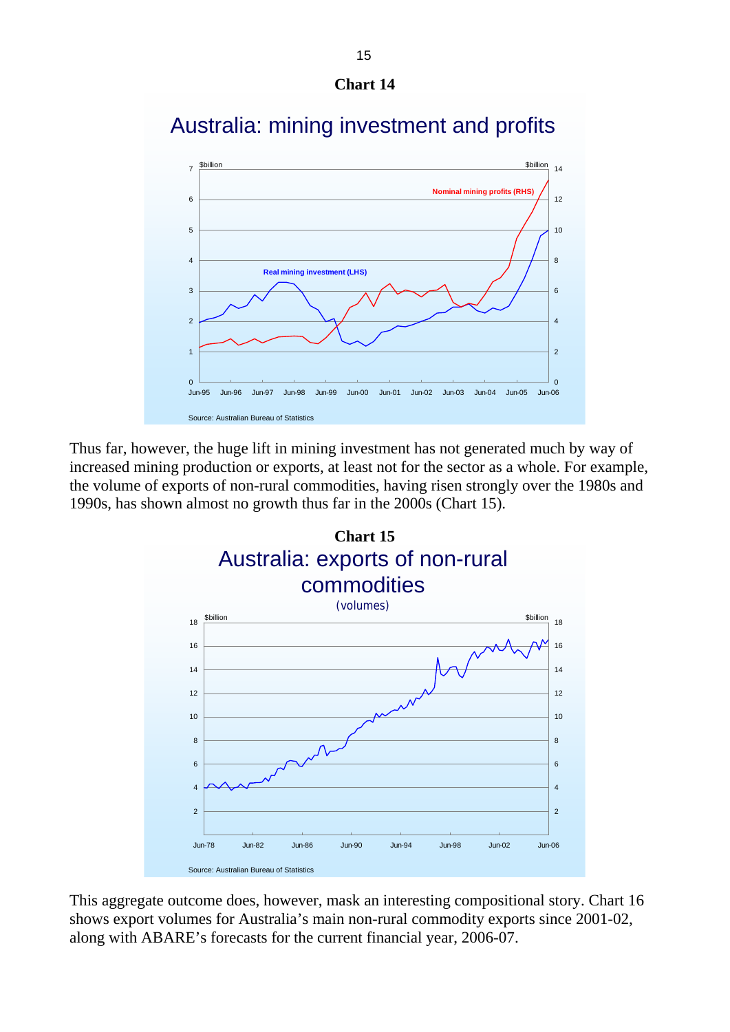**Chart 14**

Thus far, however, the huge lift in mining investment has not generated much by way of increased mining production or exports, at least not for the sector as a whole. For example, the volume of exports of non-rural commodities, having risen strongly over the 1980s and 1990s, has shown almost no growth thus far in the 2000s (Chart 15).

**Chart 15**

This aggregate outcome does, however, mask an interesting compositional story. Chart 16 shows export volumes for Australia's main non-rural commodity exports since 2001-02, along with ABARE's forecasts for the current financial year, 2006-07.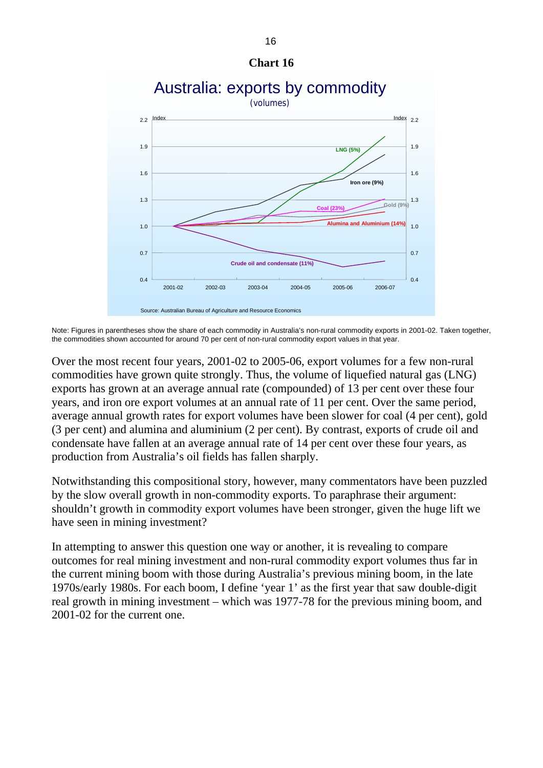**Chart 16**

Australia: exports by commodity

(volumes)

Source: Australian Bureau of Agriculture and Resource Economics

Note: Figures in parentheses show the share of each commodity in Australia's non-rural commodity exports in 2001-02. Taken together, the commodities shown accounted for around 70 per cent of non-rural commodity export values in that year.

Over the most recent four years, 2001-02 to 2005-06, export volumes for a few non-rural commodities have grown quite strongly. Thus, the volume of liquefied natural gas (LNG) exports has grown at an average annual rate (compounded) of 13 per cent over these four years, and iron ore export volumes at an annual rate of 11 per cent. Over the same period, average annual growth rates for export volumes have been slower for coal (4 per cent), gold (3 per cent) and alumina and aluminium (2 per cent). By contrast, exports of crude oil and condensate have fallen at an average annual rate of 14 per cent over these four years, as production from Australia's oil fields has fallen sharply.

Notwithstanding this compositional story, however, many commentators have been puzzled by the slow overall growth in non-commodity exports. To paraphrase their argument: shouldn't growth in commodity export volumes have been stronger, given the huge lift we have seen in mining investment?

In attempting to answer this question one way or another, it is revealing to compare outcomes for real mining investment and non-rural commodity export volumes thus far in the current mining boom with those during Australia's previous mining boom, in the late 1970s/early 1980s. For each boom, I define 'year 1' as the first year that saw double-digit real growth in mining investment – which was 1977-78 for the previous mining boom, and 2001-02 for the current one.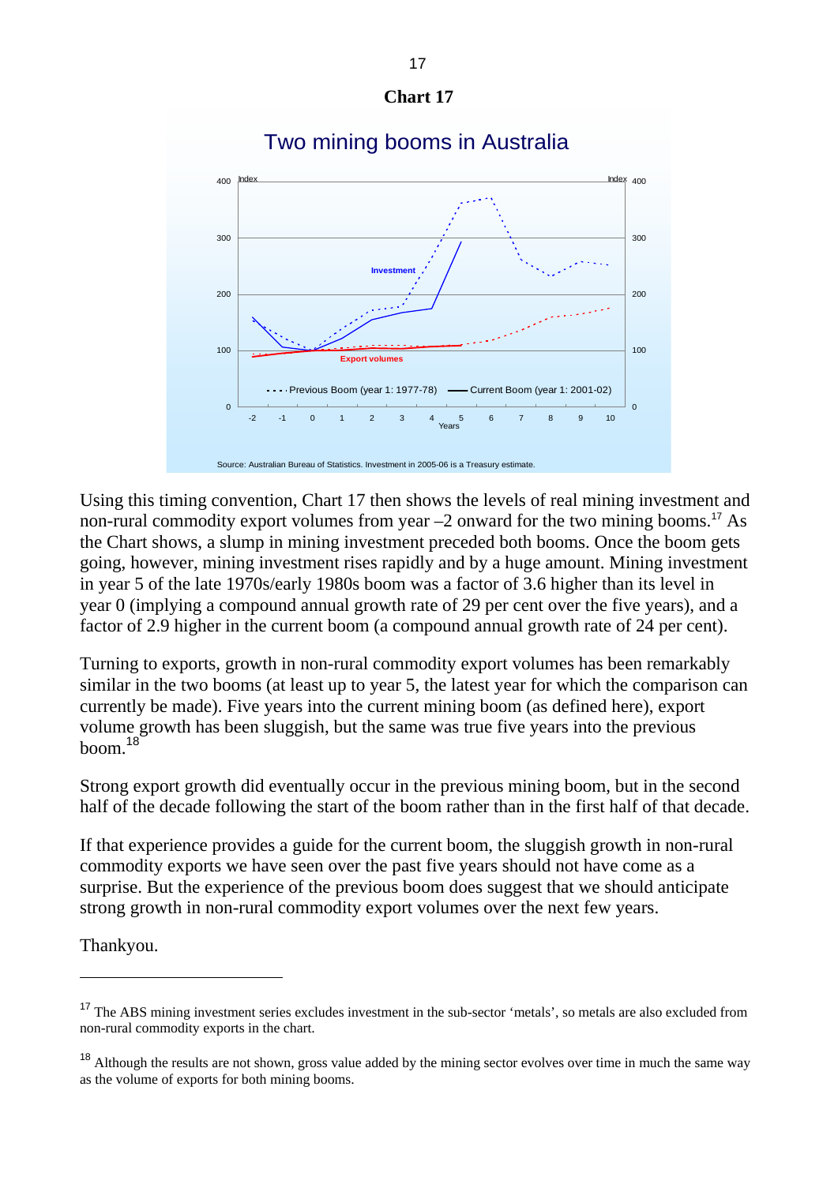**Chart 17**

Two mining booms in Australia

Source: Australian Bureau of Statistics. Investment in 2005-06 is a Treasury estimate.

Using this timing convention, Chart 17 then shows the levels of real mining investment and non-rural commodity export volumes from year –2 onward for the two mining booms.[17] As the Chart shows, a slump in mining investment preceded both booms. Once the boom gets going, however, mining investment rises rapidly and by a huge amount. Mining investment in year 5 of the late 1970s/early 1980s boom was a factor of 3.6 higher than its level in year 0 (implying a compound annual growth rate of 29 per cent over the five years), and a factor of 2.9 higher in the current boom (a compound annual growth rate of 24 per cent).

Turning to exports, growth in non-rural commodity export volumes has been remarkably similar in the two booms (at least up to year 5, the latest year for which the comparison can currently be made). Five years into the current mining boom (as defined here), export volume growth has been sluggish, but the same was true five years into the previous boom.[18]

Strong export growth did eventually occur in the previous mining boom, but in the second half of the decade following the start of the boom rather than in the first half of that decade.

If that experience provides a guide for the current boom, the sluggish growth in non-rural commodity exports we have seen over the past five years should not have come as a surprise. But the experience of the previous boom does suggest that we should anticipate strong growth in non-rural commodity export volumes over the next few years.

Thankyou.

---

[17] The ABS mining investment series excludes investment in the sub-sector 'metals', so metals are also excluded from non-rural commodity exports in the chart.

[18] Although the results are not shown, gross value added by the mining sector evolves over time in much the same way as the volume of exports for both mining booms.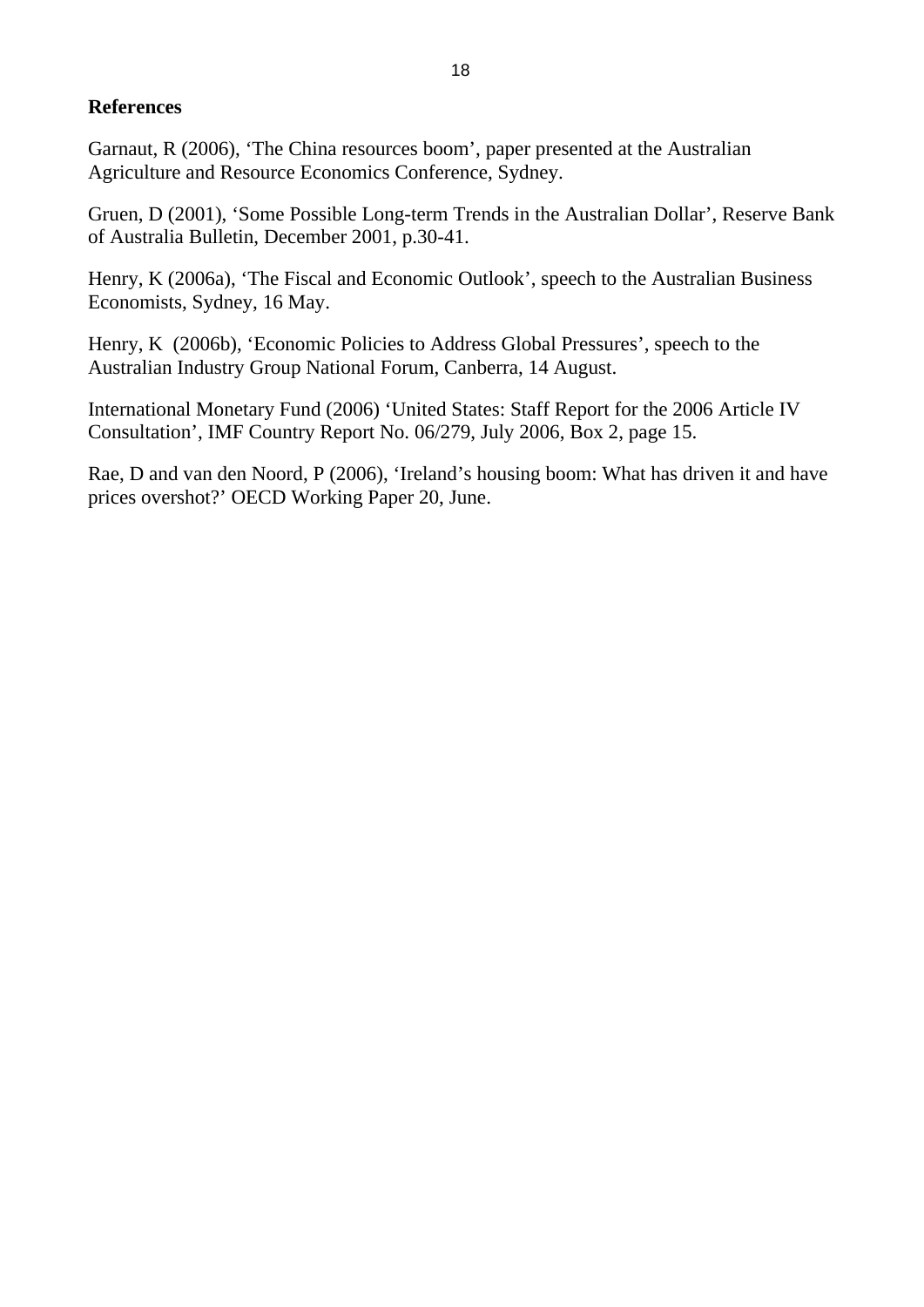**References**

Garnaut, R (2006), ‘The China resources boom’, paper presented at the Australian Agriculture and Resource Economics Conference, Sydney.

Gruen, D (2001), ‘Some Possible Long-term Trends in the Australian Dollar’, Reserve Bank of Australia Bulletin, December 2001, p.30-41.

Henry, K (2006a), ‘The Fiscal and Economic Outlook’, speech to the Australian Business Economists, Sydney, 16 May.

Henry, K (2006b), ‘Economic Policies to Address Global Pressures’, speech to the Australian Industry Group National Forum, Canberra, 14 August.

International Monetary Fund (2006) ‘United States: Staff Report for the 2006 Article IV Consultation’, IMF Country Report No. 06/279, July 2006, Box 2, page 15.

Rae, D and van den Noord, P (2006), ‘Ireland’s housing boom: What has driven it and have prices overshot?’ OECD Working Paper 20, June.